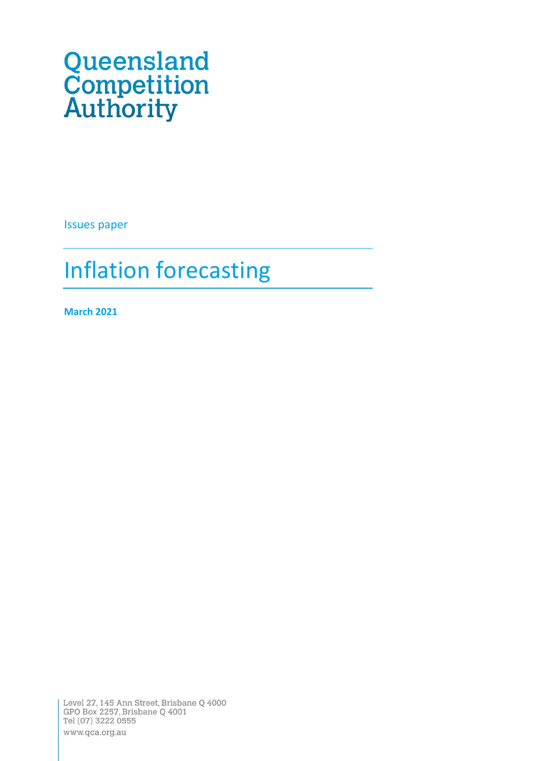Queensland Competition Authority

Issues paper

# Inflation forecasting

**March 2021**

Level 27, 145 Ann Street, Brisbane Q 4000
GPO Box 2257, Brisbane Q 4001
Tel (07) 3222 0555
www.qca.org.au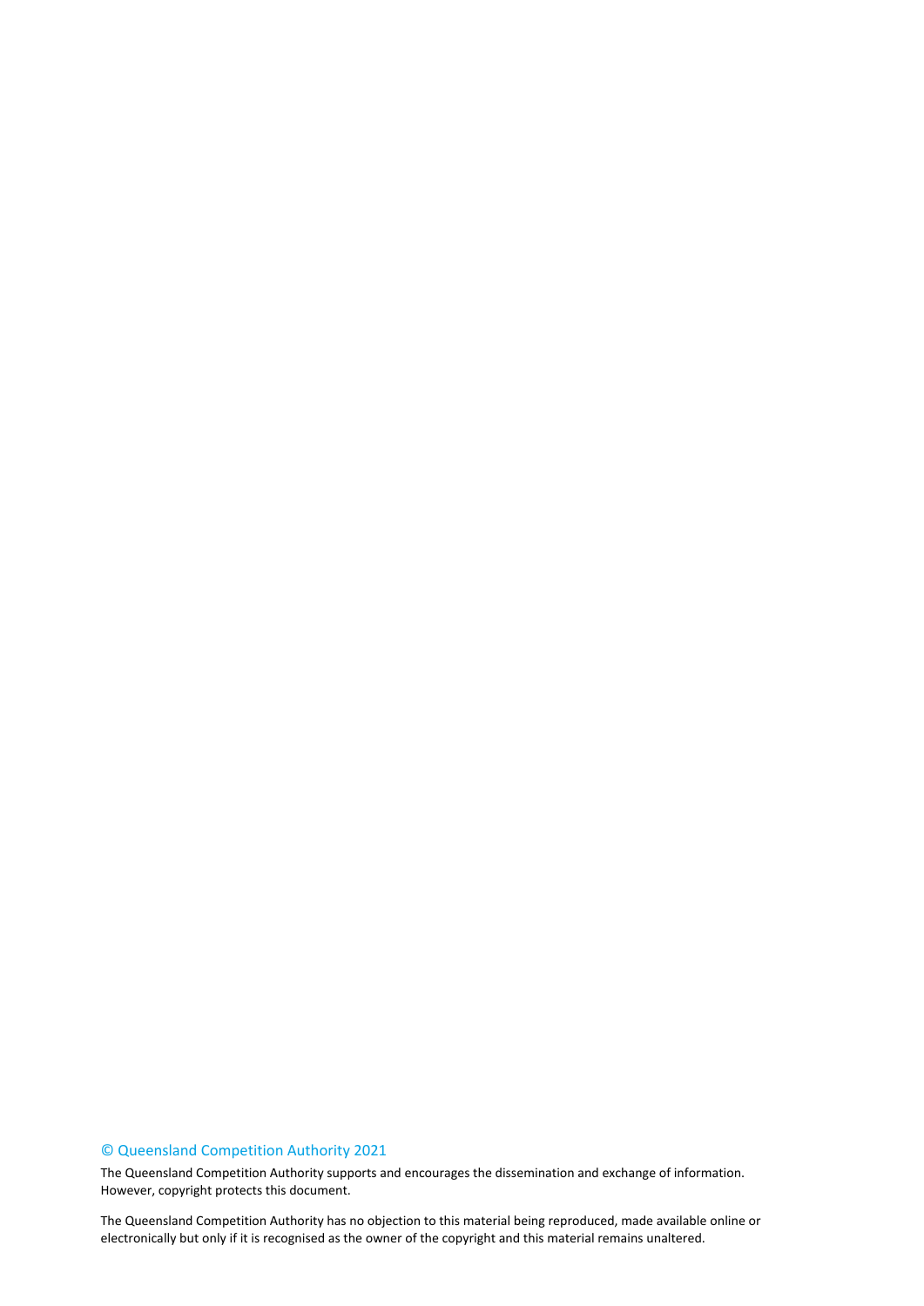© Queensland Competition Authority 2021

The Queensland Competition Authority supports and encourages the dissemination and exchange of information. However, copyright protects this document.

The Queensland Competition Authority has no objection to this material being reproduced, made available online or electronically but only if it is recognised as the owner of the copyright and this material remains unaltered.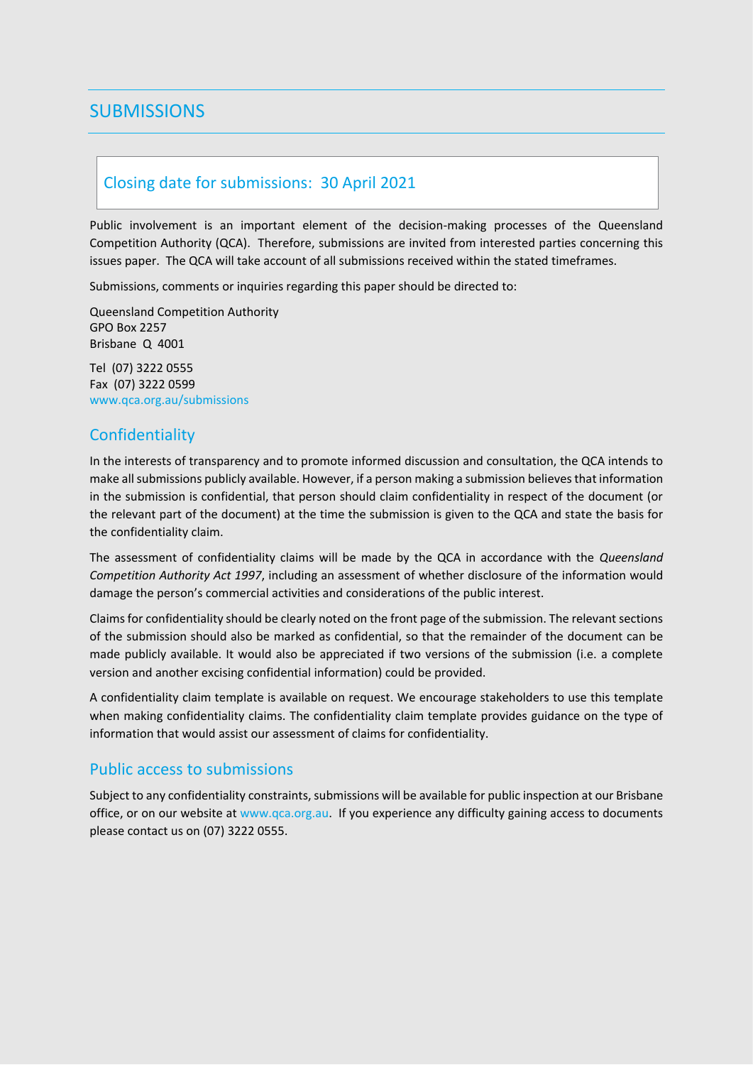# SUBMISSIONS

## Closing date for submissions: 30 April 2021

Public involvement is an important element of the decision-making processes of the Queensland Competition Authority (QCA). Therefore, submissions are invited from interested parties concerning this issues paper. The QCA will take account of all submissions received within the stated timeframes.

Submissions, comments or inquiries regarding this paper should be directed to:

Queensland Competition Authority
GPO Box 2257
Brisbane Q 4001

Tel (07) 3222 0555
Fax (07) 3222 0599
www.qca.org.au/submissions

## Confidentiality

In the interests of transparency and to promote informed discussion and consultation, the QCA intends to make all submissions publicly available. However, if a person making a submission believes that information in the submission is confidential, that person should claim confidentiality in respect of the document (or the relevant part of the document) at the time the submission is given to the QCA and state the basis for the confidentiality claim.

The assessment of confidentiality claims will be made by the QCA in accordance with the *Queensland Competition Authority Act 1997*, including an assessment of whether disclosure of the information would damage the person's commercial activities and considerations of the public interest.

Claims for confidentiality should be clearly noted on the front page of the submission. The relevant sections of the submission should also be marked as confidential, so that the remainder of the document can be made publicly available. It would also be appreciated if two versions of the submission (i.e. a complete version and another excising confidential information) could be provided.

A confidentiality claim template is available on request. We encourage stakeholders to use this template when making confidentiality claims. The confidentiality claim template provides guidance on the type of information that would assist our assessment of claims for confidentiality.

## Public access to submissions

Subject to any confidentiality constraints, submissions will be available for public inspection at our Brisbane office, or on our website at www.qca.org.au. If you experience any difficulty gaining access to documents please contact us on (07) 3222 0555.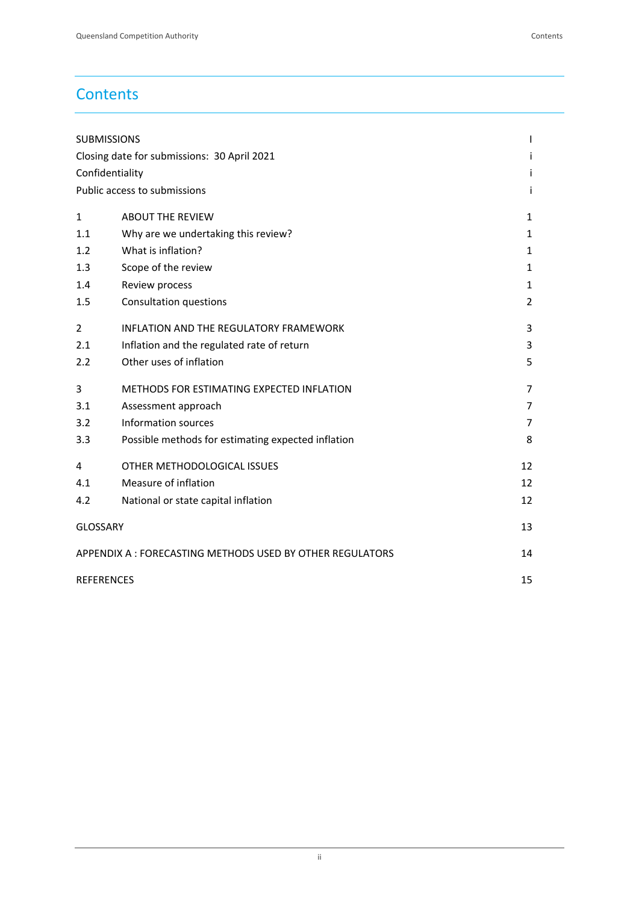# Contents

| | | |
|---|---|---|
| SUBMISSIONS | | I |
| Closing date for submissions: 30 April 2021 | | i |
| Confidentiality | | i |
| Public access to submissions | | i |
| 1 | ABOUT THE REVIEW | 1 |
| 1.1 | Why are we undertaking this review? | 1 |
| 1.2 | What is inflation? | 1 |
| 1.3 | Scope of the review | 1 |
| 1.4 | Review process | 1 |
| 1.5 | Consultation questions | 2 |
| 2 | INFLATION AND THE REGULATORY FRAMEWORK | 3 |
| 2.1 | Inflation and the regulated rate of return | 3 |
| 2.2 | Other uses of inflation | 5 |
| 3 | METHODS FOR ESTIMATING EXPECTED INFLATION | 7 |
| 3.1 | Assessment approach | 7 |
| 3.2 | Information sources | 7 |
| 3.3 | Possible methods for estimating expected inflation | 8 |
| 4 | OTHER METHODOLOGICAL ISSUES | 12 |
| 4.1 | Measure of inflation | 12 |
| 4.2 | National or state capital inflation | 12 |
| GLOSSARY | | 13 |
| APPENDIX A : FORECASTING METHODS USED BY OTHER REGULATORS | | 14 |
| REFERENCES | | 15 |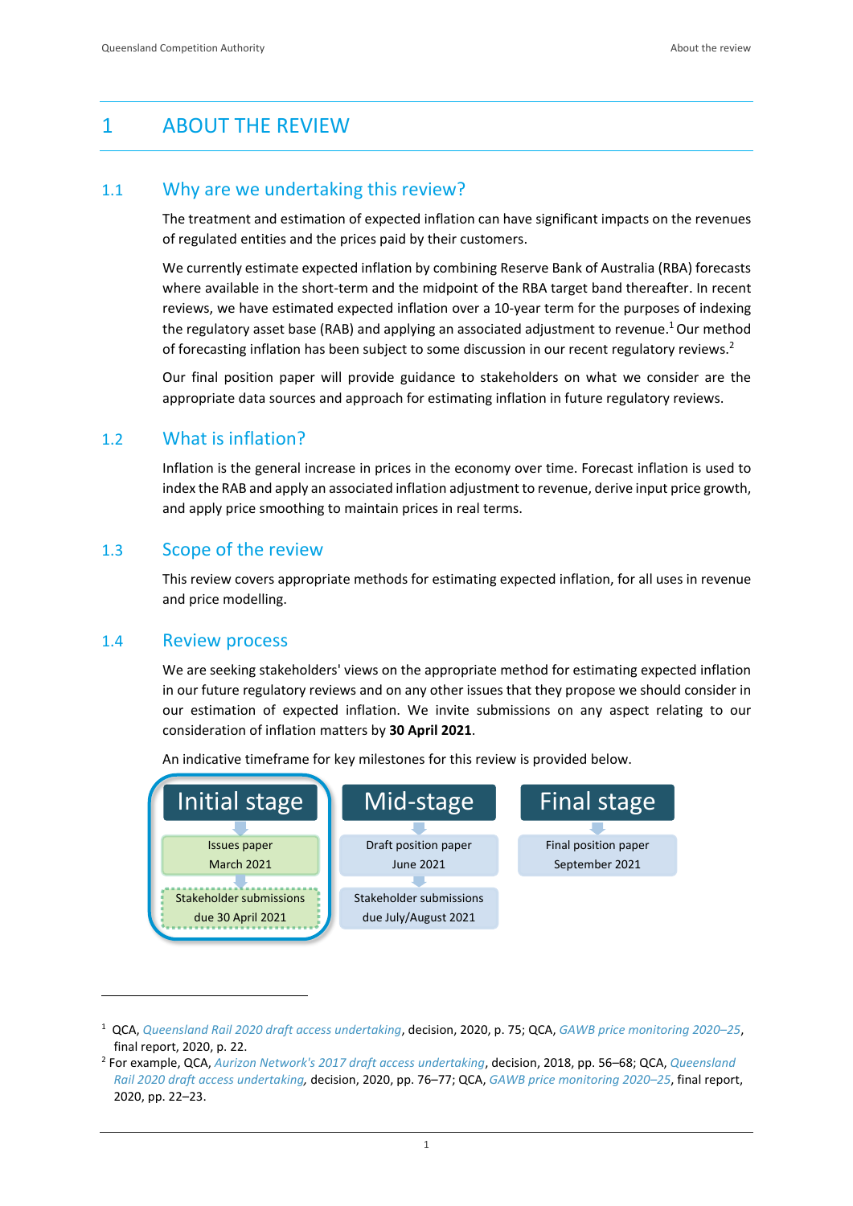# 1 ABOUT THE REVIEW

## 1.1 Why are we undertaking this review?

The treatment and estimation of expected inflation can have significant impacts on the revenues of regulated entities and the prices paid by their customers.

We currently estimate expected inflation by combining Reserve Bank of Australia (RBA) forecasts where available in the short-term and the midpoint of the RBA target band thereafter. In recent reviews, we have estimated expected inflation over a 10-year term for the purposes of indexing the regulatory asset base (RAB) and applying an associated adjustment to revenue.[1] Our method of forecasting inflation has been subject to some discussion in our recent regulatory reviews.[2]

Our final position paper will provide guidance to stakeholders on what we consider are the appropriate data sources and approach for estimating inflation in future regulatory reviews.

## 1.2 What is inflation?

Inflation is the general increase in prices in the economy over time. Forecast inflation is used to index the RAB and apply an associated inflation adjustment to revenue, derive input price growth, and apply price smoothing to maintain prices in real terms.

## 1.3 Scope of the review

This review covers appropriate methods for estimating expected inflation, for all uses in revenue and price modelling.

## 1.4 Review process

We are seeking stakeholders' views on the appropriate method for estimating expected inflation in our future regulatory reviews and on any other issues that they propose we should consider in our estimation of expected inflation. We invite submissions on any aspect relating to our consideration of inflation matters by **30 April 2021**.

An indicative timeframe for key milestones for this review is provided below.

| Initial stage | Mid-stage | Final stage |
|---|---|---|
| Issues paper March 2021 | Draft position paper June 2021 | Final position paper September 2021 |
| Stakeholder submissions due 30 April 2021 | Stakeholder submissions due July/August 2021 | |

---

[1] QCA, *Queensland Rail 2020 draft access undertaking*, decision, 2020, p. 75; QCA, *GAWB price monitoring 2020–25*, final report, 2020, p. 22.

[2] For example, QCA, *Aurizon Network's 2017 draft access undertaking*, decision, 2018, pp. 56–68; QCA, *Queensland Rail 2020 draft access undertaking*, decision, 2020, pp. 76–77; QCA, *GAWB price monitoring 2020–25*, final report, 2020, pp. 22–23.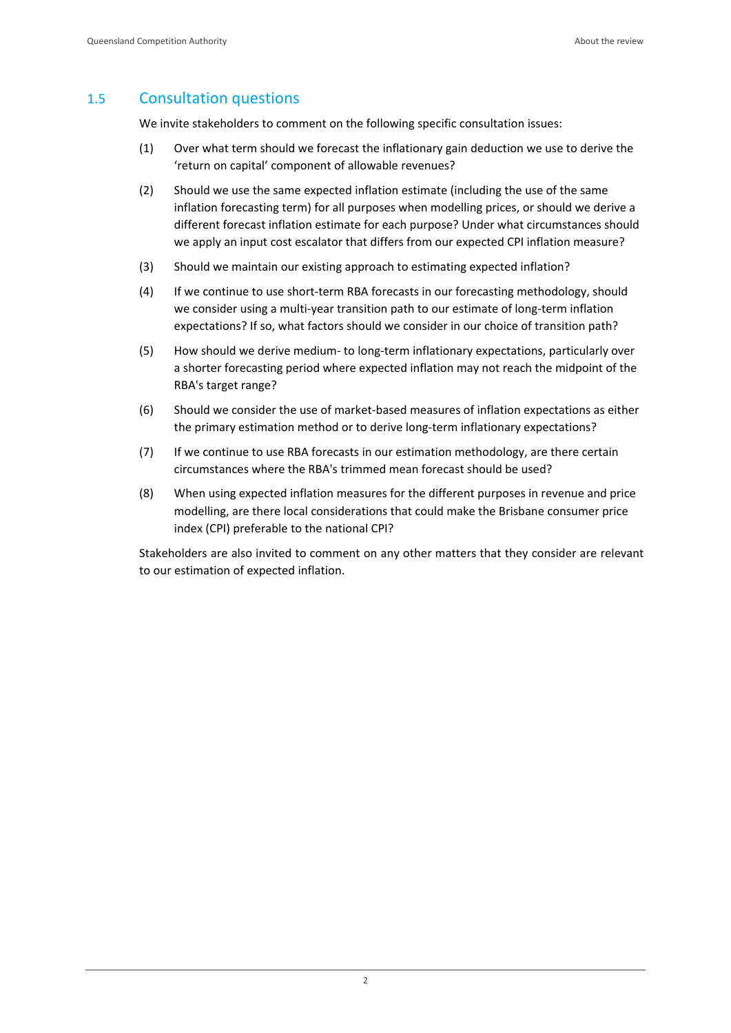## 1.5 Consultation questions

We invite stakeholders to comment on the following specific consultation issues:

(1) Over what term should we forecast the inflationary gain deduction we use to derive the 'return on capital' component of allowable revenues?

(2) Should we use the same expected inflation estimate (including the use of the same inflation forecasting term) for all purposes when modelling prices, or should we derive a different forecast inflation estimate for each purpose? Under what circumstances should we apply an input cost escalator that differs from our expected CPI inflation measure?

(3) Should we maintain our existing approach to estimating expected inflation?

(4) If we continue to use short-term RBA forecasts in our forecasting methodology, should we consider using a multi-year transition path to our estimate of long-term inflation expectations? If so, what factors should we consider in our choice of transition path?

(5) How should we derive medium- to long-term inflationary expectations, particularly over a shorter forecasting period where expected inflation may not reach the midpoint of the RBA's target range?

(6) Should we consider the use of market-based measures of inflation expectations as either the primary estimation method or to derive long-term inflationary expectations?

(7) If we continue to use RBA forecasts in our estimation methodology, are there certain circumstances where the RBA's trimmed mean forecast should be used?

(8) When using expected inflation measures for the different purposes in revenue and price modelling, are there local considerations that could make the Brisbane consumer price index (CPI) preferable to the national CPI?

Stakeholders are also invited to comment on any other matters that they consider are relevant to our estimation of expected inflation.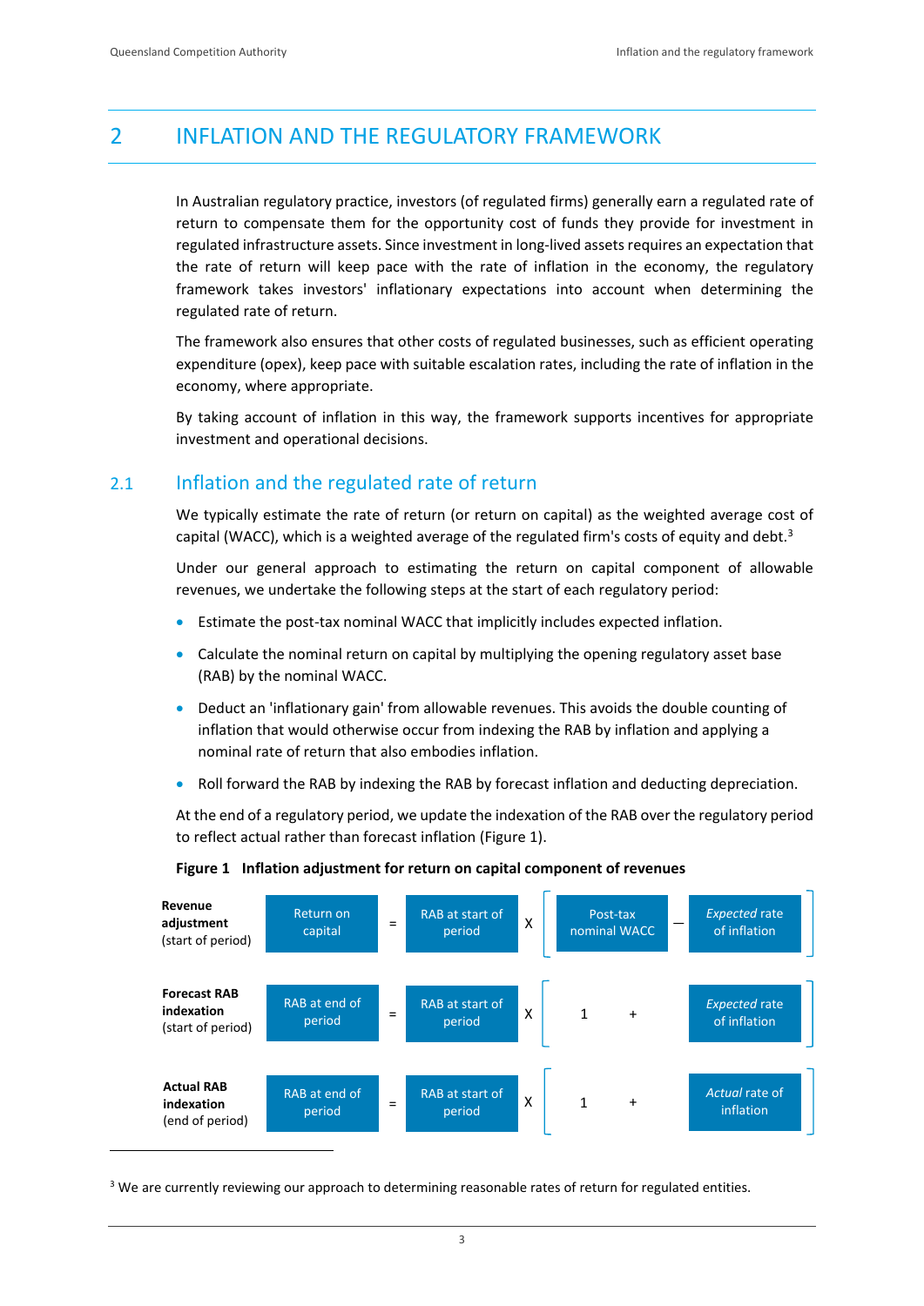# 2 INFLATION AND THE REGULATORY FRAMEWORK

In Australian regulatory practice, investors (of regulated firms) generally earn a regulated rate of return to compensate them for the opportunity cost of funds they provide for investment in regulated infrastructure assets. Since investment in long-lived assets requires an expectation that the rate of return will keep pace with the rate of inflation in the economy, the regulatory framework takes investors' inflationary expectations into account when determining the regulated rate of return.

The framework also ensures that other costs of regulated businesses, such as efficient operating expenditure (opex), keep pace with suitable escalation rates, including the rate of inflation in the economy, where appropriate.

By taking account of inflation in this way, the framework supports incentives for appropriate investment and operational decisions.

## 2.1 Inflation and the regulated rate of return

We typically estimate the rate of return (or return on capital) as the weighted average cost of capital (WACC), which is a weighted average of the regulated firm's costs of equity and debt.[3]

Under our general approach to estimating the return on capital component of allowable revenues, we undertake the following steps at the start of each regulatory period:

- Estimate the post-tax nominal WACC that implicitly includes expected inflation.
- Calculate the nominal return on capital by multiplying the opening regulatory asset base (RAB) by the nominal WACC.
- Deduct an 'inflationary gain' from allowable revenues. This avoids the double counting of inflation that would otherwise occur from indexing the RAB by inflation and applying a nominal rate of return that also embodies inflation.
- Roll forward the RAB by indexing the RAB by forecast inflation and deducting depreciation.

At the end of a regulatory period, we update the indexation of the RAB over the regulatory period to reflect actual rather than forecast inflation (Figure 1).

**Figure 1 Inflation adjustment for return on capital component of revenues**

**Revenue adjustment** (start of period): Return on capital = RAB at start of period X [ Post-tax nominal WACC — *Expected* rate of inflation ]

**Forecast RAB indexation** (start of period): RAB at end of period = RAB at start of period X [ 1 + *Expected* rate of inflation ]

**Actual RAB indexation** (end of period): RAB at end of period = RAB at start of period X [ 1 + *Actual* rate of inflation ]

[3] We are currently reviewing our approach to determining reasonable rates of return for regulated entities.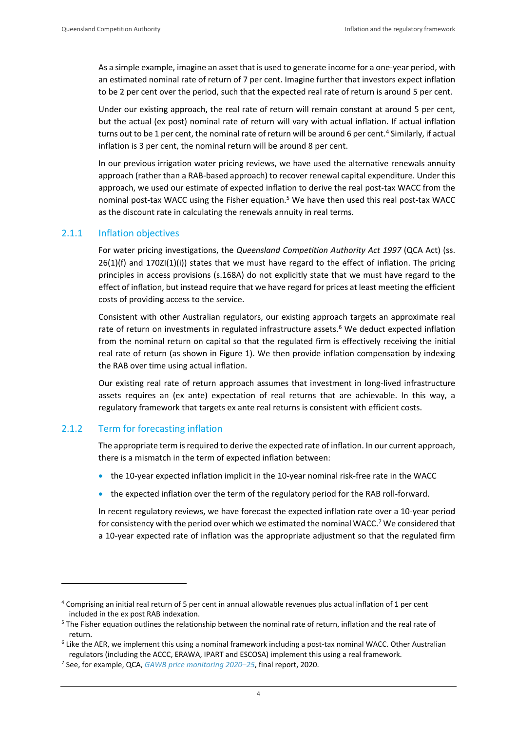As a simple example, imagine an asset that is used to generate income for a one-year period, with an estimated nominal rate of return of 7 per cent. Imagine further that investors expect inflation to be 2 per cent over the period, such that the expected real rate of return is around 5 per cent.

Under our existing approach, the real rate of return will remain constant at around 5 per cent, but the actual (ex post) nominal rate of return will vary with actual inflation. If actual inflation turns out to be 1 per cent, the nominal rate of return will be around 6 per cent.[4] Similarly, if actual inflation is 3 per cent, the nominal return will be around 8 per cent.

In our previous irrigation water pricing reviews, we have used the alternative renewals annuity approach (rather than a RAB-based approach) to recover renewal capital expenditure. Under this approach, we used our estimate of expected inflation to derive the real post-tax WACC from the nominal post-tax WACC using the Fisher equation.[5] We have then used this real post-tax WACC as the discount rate in calculating the renewals annuity in real terms.

### 2.1.1 Inflation objectives

For water pricing investigations, the *Queensland Competition Authority Act 1997* (QCA Act) (ss. 26(1)(f) and 170ZI(1)(i)) states that we must have regard to the effect of inflation. The pricing principles in access provisions (s.168A) do not explicitly state that we must have regard to the effect of inflation, but instead require that we have regard for prices at least meeting the efficient costs of providing access to the service.

Consistent with other Australian regulators, our existing approach targets an approximate real rate of return on investments in regulated infrastructure assets.[6] We deduct expected inflation from the nominal return on capital so that the regulated firm is effectively receiving the initial real rate of return (as shown in Figure 1). We then provide inflation compensation by indexing the RAB over time using actual inflation.

Our existing real rate of return approach assumes that investment in long-lived infrastructure assets requires an (ex ante) expectation of real returns that are achievable. In this way, a regulatory framework that targets ex ante real returns is consistent with efficient costs.

### 2.1.2 Term for forecasting inflation

The appropriate term is required to derive the expected rate of inflation. In our current approach, there is a mismatch in the term of expected inflation between:

- the 10-year expected inflation implicit in the 10-year nominal risk-free rate in the WACC
- the expected inflation over the term of the regulatory period for the RAB roll-forward.

In recent regulatory reviews, we have forecast the expected inflation rate over a 10-year period for consistency with the period over which we estimated the nominal WACC.[7] We considered that a 10-year expected rate of inflation was the appropriate adjustment so that the regulated firm

---

[4] Comprising an initial real return of 5 per cent in annual allowable revenues plus actual inflation of 1 per cent included in the ex post RAB indexation.

[5] The Fisher equation outlines the relationship between the nominal rate of return, inflation and the real rate of return.

[6] Like the AER, we implement this using a nominal framework including a post-tax nominal WACC. Other Australian regulators (including the ACCC, ERAWA, IPART and ESCOSA) implement this using a real framework.

[7] See, for example, QCA, *GAWB price monitoring 2020–25*, final report, 2020.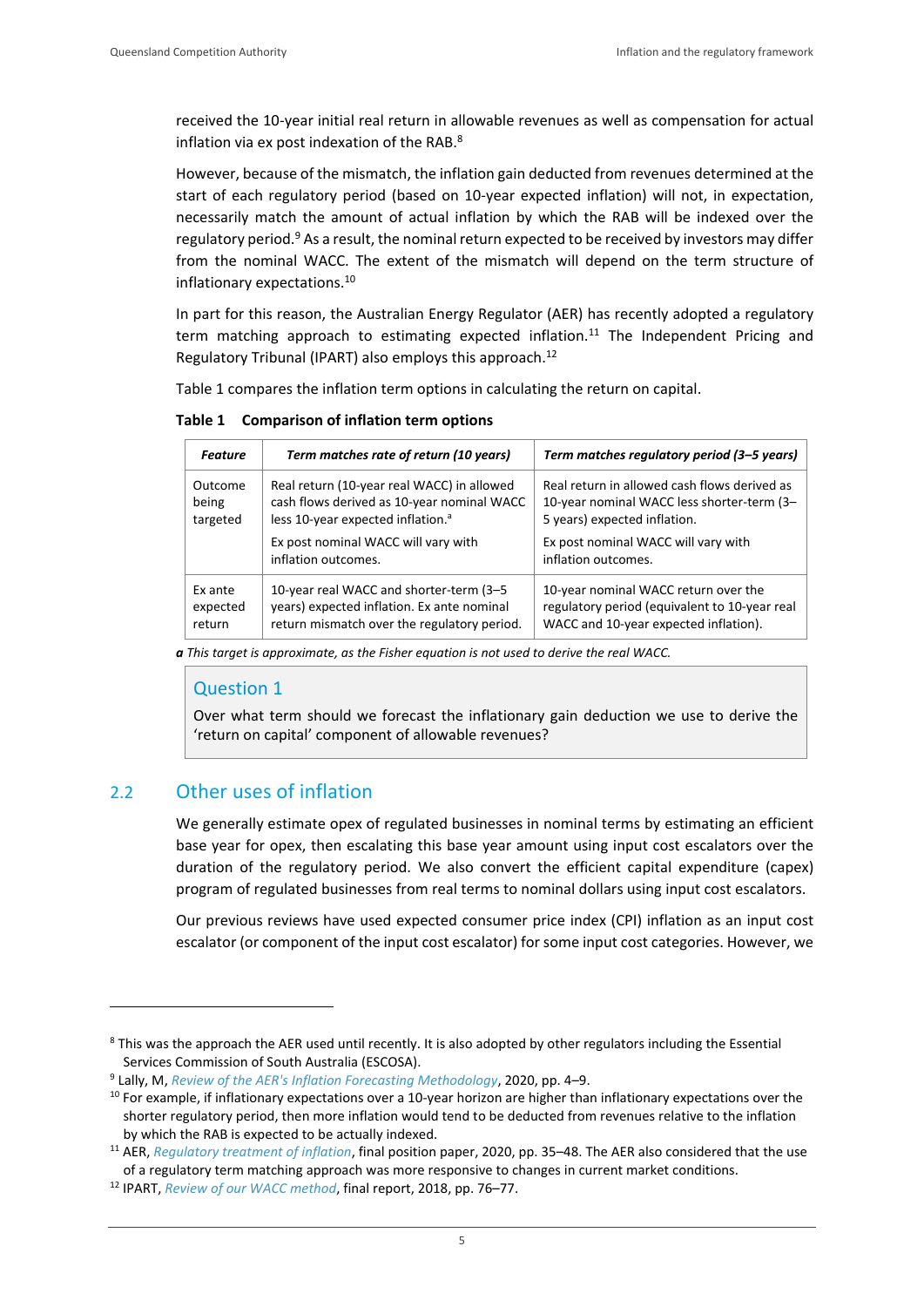received the 10-year initial real return in allowable revenues as well as compensation for actual inflation via ex post indexation of the RAB.[8]

However, because of the mismatch, the inflation gain deducted from revenues determined at the start of each regulatory period (based on 10-year expected inflation) will not, in expectation, necessarily match the amount of actual inflation by which the RAB will be indexed over the regulatory period.[9] As a result, the nominal return expected to be received by investors may differ from the nominal WACC. The extent of the mismatch will depend on the term structure of inflationary expectations.[10]

In part for this reason, the Australian Energy Regulator (AER) has recently adopted a regulatory term matching approach to estimating expected inflation.[11] The Independent Pricing and Regulatory Tribunal (IPART) also employs this approach.[12]

Table 1 compares the inflation term options in calculating the return on capital.

**Table 1 Comparison of inflation term options**

| *Feature* | *Term matches rate of return (10 years)* | *Term matches regulatory period (3–5 years)* |
|---|---|---|
| Outcome being targeted | Real return (10-year real WACC) in allowed cash flows derived as 10-year nominal WACC less 10-year expected inflation.[a] Ex post nominal WACC will vary with inflation outcomes. | Real return in allowed cash flows derived as 10-year nominal WACC less shorter-term (3–5 years) expected inflation. Ex post nominal WACC will vary with inflation outcomes. |
| Ex ante expected return | 10-year real WACC and shorter-term (3–5 years) expected inflation. Ex ante nominal return mismatch over the regulatory period. | 10-year nominal WACC return over the regulatory period (equivalent to 10-year real WACC and 10-year expected inflation). |

***a*** *This target is approximate, as the Fisher equation is not used to derive the real WACC.*

> ### Question 1
>
> Over what term should we forecast the inflationary gain deduction we use to derive the 'return on capital' component of allowable revenues?

## 2.2 Other uses of inflation

We generally estimate opex of regulated businesses in nominal terms by estimating an efficient base year for opex, then escalating this base year amount using input cost escalators over the duration of the regulatory period. We also convert the efficient capital expenditure (capex) program of regulated businesses from real terms to nominal dollars using input cost escalators.

Our previous reviews have used expected consumer price index (CPI) inflation as an input cost escalator (or component of the input cost escalator) for some input cost categories. However, we

---

[8] This was the approach the AER used until recently. It is also adopted by other regulators including the Essential Services Commission of South Australia (ESCOSA).

[9] Lally, M, *Review of the AER's Inflation Forecasting Methodology*, 2020, pp. 4–9.

[10] For example, if inflationary expectations over a 10-year horizon are higher than inflationary expectations over the shorter regulatory period, then more inflation would tend to be deducted from revenues relative to the inflation by which the RAB is expected to be actually indexed.

[11] AER, *Regulatory treatment of inflation*, final position paper, 2020, pp. 35–48. The AER also considered that the use of a regulatory term matching approach was more responsive to changes in current market conditions.

[12] IPART, *Review of our WACC method*, final report, 2018, pp. 76–77.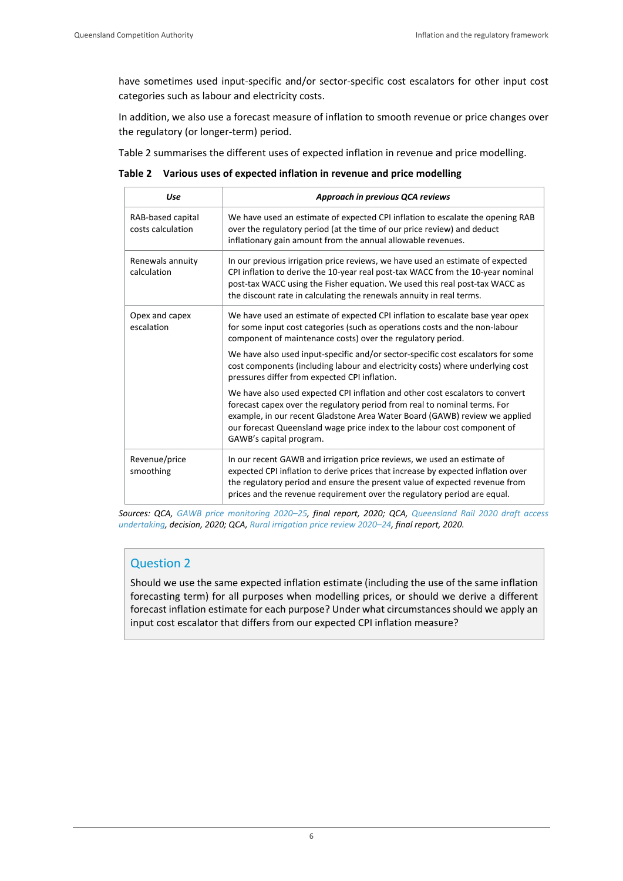have sometimes used input-specific and/or sector-specific cost escalators for other input cost categories such as labour and electricity costs.

In addition, we also use a forecast measure of inflation to smooth revenue or price changes over the regulatory (or longer-term) period.

Table 2 summarises the different uses of expected inflation in revenue and price modelling.

**Table 2 Various uses of expected inflation in revenue and price modelling**

| ***Use*** | ***Approach in previous QCA reviews*** |
|---|---|
| RAB-based capital costs calculation | We have used an estimate of expected CPI inflation to escalate the opening RAB over the regulatory period (at the time of our price review) and deduct inflationary gain amount from the annual allowable revenues. |
| Renewals annuity calculation | In our previous irrigation price reviews, we have used an estimate of expected CPI inflation to derive the 10-year real post-tax WACC from the 10-year nominal post-tax WACC using the Fisher equation. We used this real post-tax WACC as the discount rate in calculating the renewals annuity in real terms. |
| Opex and capex escalation | We have used an estimate of expected CPI inflation to escalate base year opex for some input cost categories (such as operations costs and the non-labour component of maintenance costs) over the regulatory period.<br><br>We have also used input-specific and/or sector-specific cost escalators for some cost components (including labour and electricity costs) where underlying cost pressures differ from expected CPI inflation.<br><br>We have also used expected CPI inflation and other cost escalators to convert forecast capex over the regulatory period from real to nominal terms. For example, in our recent Gladstone Area Water Board (GAWB) review we applied our forecast Queensland wage price index to the labour cost component of GAWB's capital program. |
| Revenue/price smoothing | In our recent GAWB and irrigation price reviews, we used an estimate of expected CPI inflation to derive prices that increase by expected inflation over the regulatory period and ensure the present value of expected revenue from prices and the revenue requirement over the regulatory period are equal. |

*Sources: QCA, GAWB price monitoring 2020–25, final report, 2020; QCA, Queensland Rail 2020 draft access undertaking, decision, 2020; QCA, Rural irrigation price review 2020–24, final report, 2020.*

## Question 2

Should we use the same expected inflation estimate (including the use of the same inflation forecasting term) for all purposes when modelling prices, or should we derive a different forecast inflation estimate for each purpose? Under what circumstances should we apply an input cost escalator that differs from our expected CPI inflation measure?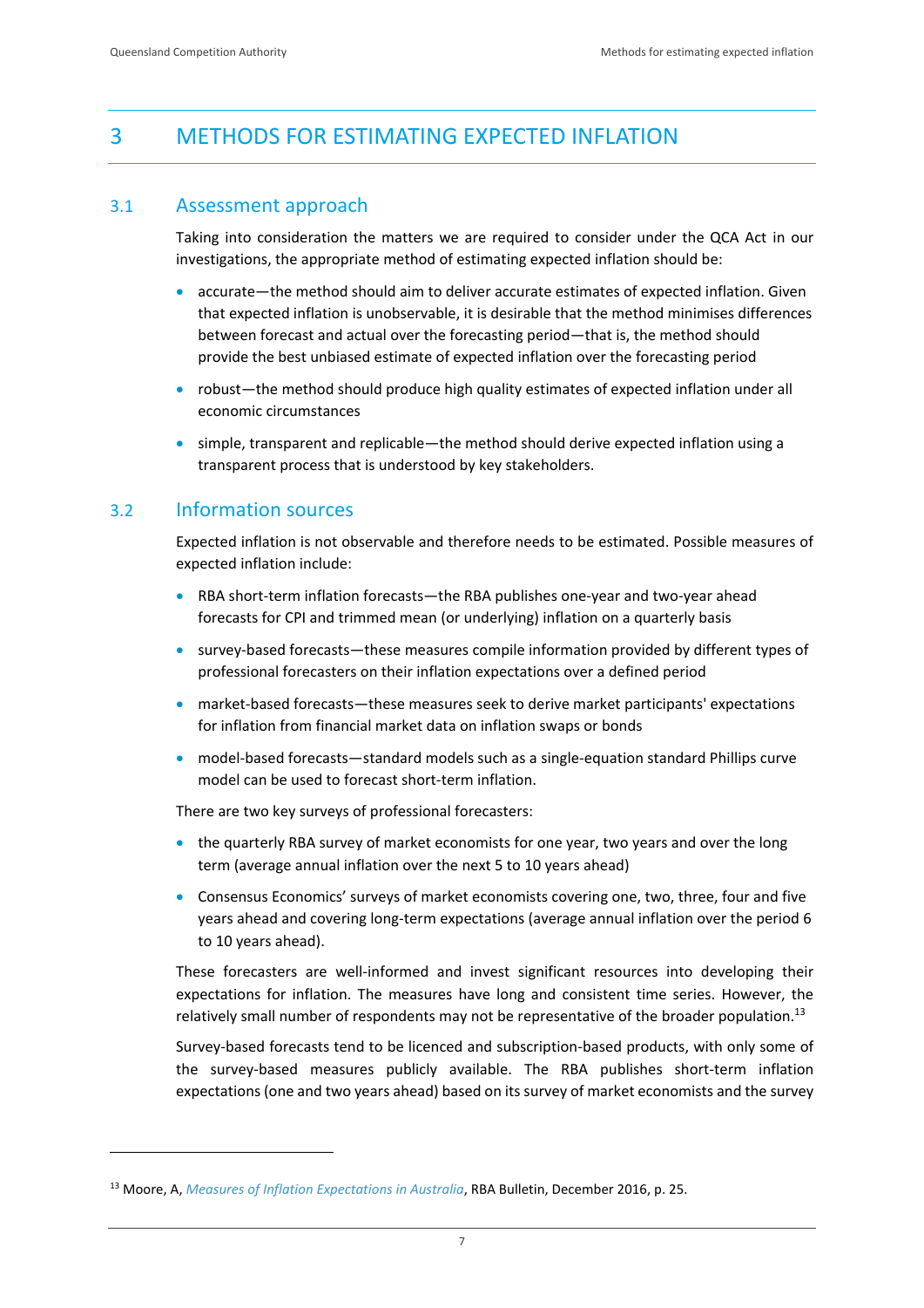# 3 METHODS FOR ESTIMATING EXPECTED INFLATION

## 3.1 Assessment approach

Taking into consideration the matters we are required to consider under the QCA Act in our investigations, the appropriate method of estimating expected inflation should be:

- accurate—the method should aim to deliver accurate estimates of expected inflation. Given that expected inflation is unobservable, it is desirable that the method minimises differences between forecast and actual over the forecasting period—that is, the method should provide the best unbiased estimate of expected inflation over the forecasting period
- robust—the method should produce high quality estimates of expected inflation under all economic circumstances
- simple, transparent and replicable—the method should derive expected inflation using a transparent process that is understood by key stakeholders.

## 3.2 Information sources

Expected inflation is not observable and therefore needs to be estimated. Possible measures of expected inflation include:

- RBA short-term inflation forecasts—the RBA publishes one-year and two-year ahead forecasts for CPI and trimmed mean (or underlying) inflation on a quarterly basis
- survey-based forecasts—these measures compile information provided by different types of professional forecasters on their inflation expectations over a defined period
- market-based forecasts—these measures seek to derive market participants' expectations for inflation from financial market data on inflation swaps or bonds
- model-based forecasts—standard models such as a single-equation standard Phillips curve model can be used to forecast short-term inflation.

There are two key surveys of professional forecasters:

- the quarterly RBA survey of market economists for one year, two years and over the long term (average annual inflation over the next 5 to 10 years ahead)
- Consensus Economics' surveys of market economists covering one, two, three, four and five years ahead and covering long-term expectations (average annual inflation over the period 6 to 10 years ahead).

These forecasters are well-informed and invest significant resources into developing their expectations for inflation. The measures have long and consistent time series. However, the relatively small number of respondents may not be representative of the broader population.[13]

Survey-based forecasts tend to be licenced and subscription-based products, with only some of the survey-based measures publicly available. The RBA publishes short-term inflation expectations (one and two years ahead) based on its survey of market economists and the survey

[13] Moore, A, *Measures of Inflation Expectations in Australia*, RBA Bulletin, December 2016, p. 25.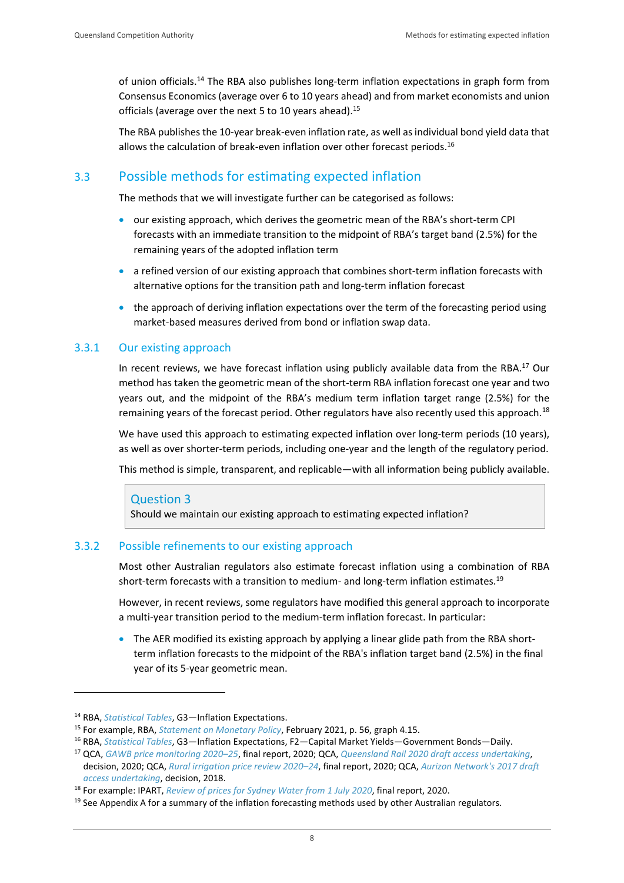of union officials.[14] The RBA also publishes long-term inflation expectations in graph form from Consensus Economics (average over 6 to 10 years ahead) and from market economists and union officials (average over the next 5 to 10 years ahead).[15]

The RBA publishes the 10-year break-even inflation rate, as well as individual bond yield data that allows the calculation of break-even inflation over other forecast periods.[16]

## 3.3 Possible methods for estimating expected inflation

The methods that we will investigate further can be categorised as follows:

- our existing approach, which derives the geometric mean of the RBA's short-term CPI forecasts with an immediate transition to the midpoint of RBA's target band (2.5%) for the remaining years of the adopted inflation term
- a refined version of our existing approach that combines short-term inflation forecasts with alternative options for the transition path and long-term inflation forecast
- the approach of deriving inflation expectations over the term of the forecasting period using market-based measures derived from bond or inflation swap data.

### 3.3.1 Our existing approach

In recent reviews, we have forecast inflation using publicly available data from the RBA.[17] Our method has taken the geometric mean of the short-term RBA inflation forecast one year and two years out, and the midpoint of the RBA's medium term inflation target range (2.5%) for the remaining years of the forecast period. Other regulators have also recently used this approach.[18]

We have used this approach to estimating expected inflation over long-term periods (10 years), as well as over shorter-term periods, including one-year and the length of the regulatory period.

This method is simple, transparent, and replicable—with all information being publicly available.

> **Question 3**
> Should we maintain our existing approach to estimating expected inflation?

### 3.3.2 Possible refinements to our existing approach

Most other Australian regulators also estimate forecast inflation using a combination of RBA short-term forecasts with a transition to medium- and long-term inflation estimates.[19]

However, in recent reviews, some regulators have modified this general approach to incorporate a multi-year transition period to the medium-term inflation forecast. In particular:

- The AER modified its existing approach by applying a linear glide path from the RBA short-term inflation forecasts to the midpoint of the RBA's inflation target band (2.5%) in the final year of its 5-year geometric mean.

---

[14] RBA, *Statistical Tables*, G3—Inflation Expectations.

[15] For example, RBA, *Statement on Monetary Policy*, February 2021, p. 56, graph 4.15.

[16] RBA, *Statistical Tables*, G3—Inflation Expectations, F2—Capital Market Yields—Government Bonds—Daily.

[17] QCA, *GAWB price monitoring 2020–25*, final report, 2020; QCA, *Queensland Rail 2020 draft access undertaking*, decision, 2020; QCA, *Rural irrigation price review 2020–24*, final report, 2020; QCA, *Aurizon Network's 2017 draft access undertaking*, decision, 2018.

[18] For example: IPART, *Review of prices for Sydney Water from 1 July 2020*, final report, 2020.

[19] See Appendix A for a summary of the inflation forecasting methods used by other Australian regulators.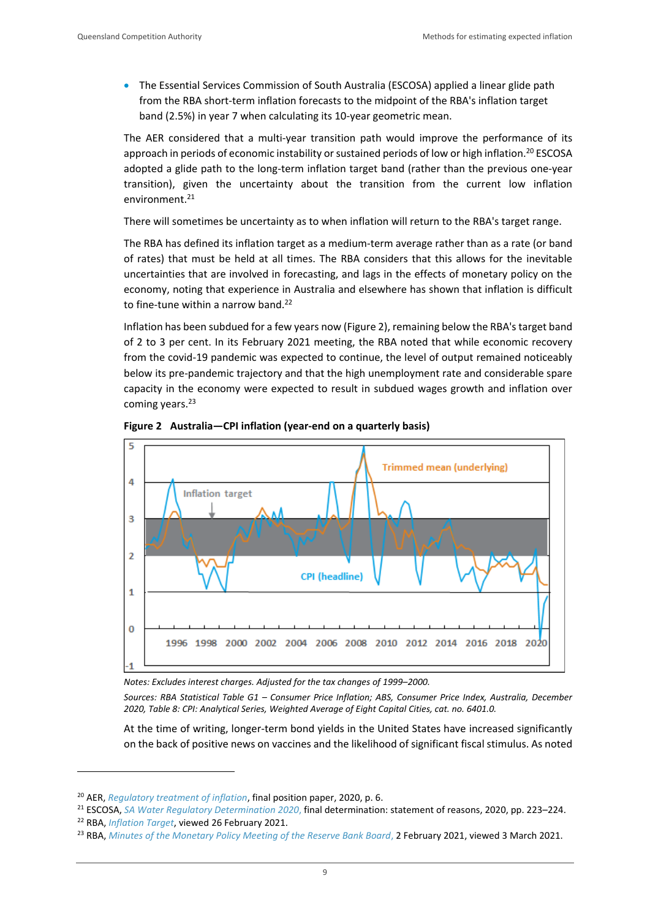- The Essential Services Commission of South Australia (ESCOSA) applied a linear glide path from the RBA short-term inflation forecasts to the midpoint of the RBA's inflation target band (2.5%) in year 7 when calculating its 10-year geometric mean.

The AER considered that a multi-year transition path would improve the performance of its approach in periods of economic instability or sustained periods of low or high inflation.[20] ESCOSA adopted a glide path to the long-term inflation target band (rather than the previous one-year transition), given the uncertainty about the transition from the current low inflation environment.[21]

There will sometimes be uncertainty as to when inflation will return to the RBA's target range.

The RBA has defined its inflation target as a medium-term average rather than as a rate (or band of rates) that must be held at all times. The RBA considers that this allows for the inevitable uncertainties that are involved in forecasting, and lags in the effects of monetary policy on the economy, noting that experience in Australia and elsewhere has shown that inflation is difficult to fine-tune within a narrow band.[22]

Inflation has been subdued for a few years now (Figure 2), remaining below the RBA's target band of 2 to 3 per cent. In its February 2021 meeting, the RBA noted that while economic recovery from the covid-19 pandemic was expected to continue, the level of output remained noticeably below its pre-pandemic trajectory and that the high unemployment rate and considerable spare capacity in the economy were expected to result in subdued wages growth and inflation over coming years.[23]

**Figure 2 Australia—CPI inflation (year-end on a quarterly basis)**

*Notes: Excludes interest charges. Adjusted for the tax changes of 1999–2000.*

*Sources: RBA Statistical Table G1 – Consumer Price Inflation; ABS, Consumer Price Index, Australia, December 2020, Table 8: CPI: Analytical Series, Weighted Average of Eight Capital Cities, cat. no. 6401.0.*

At the time of writing, longer-term bond yields in the United States have increased significantly on the back of positive news on vaccines and the likelihood of significant fiscal stimulus. As noted

[20] AER, *Regulatory treatment of inflation*, final position paper, 2020, p. 6.

[21] ESCOSA, *SA Water Regulatory Determination 2020*, final determination: statement of reasons, 2020, pp. 223–224.

[22] RBA, *Inflation Target*, viewed 26 February 2021.

[23] RBA, *Minutes of the Monetary Policy Meeting of the Reserve Bank Board*, 2 February 2021, viewed 3 March 2021.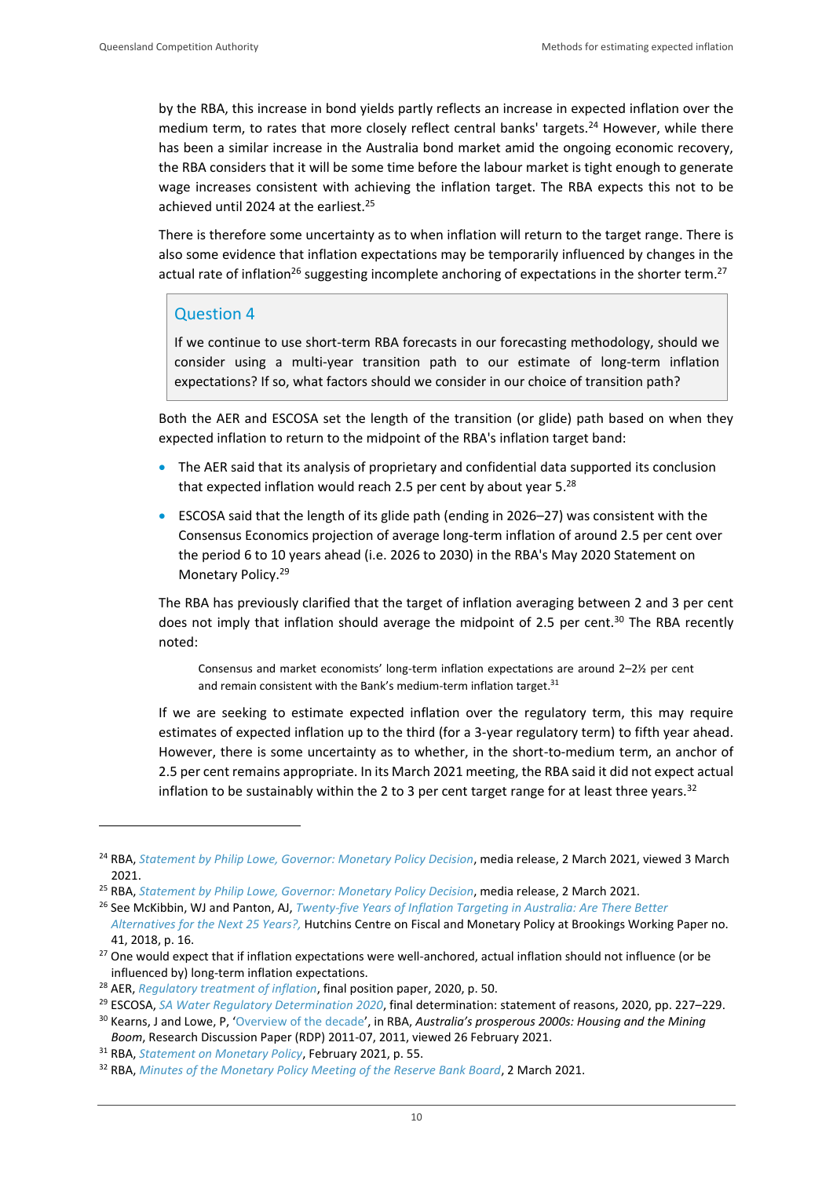by the RBA, this increase in bond yields partly reflects an increase in expected inflation over the medium term, to rates that more closely reflect central banks' targets.[24] However, while there has been a similar increase in the Australia bond market amid the ongoing economic recovery, the RBA considers that it will be some time before the labour market is tight enough to generate wage increases consistent with achieving the inflation target. The RBA expects this not to be achieved until 2024 at the earliest.[25]

There is therefore some uncertainty as to when inflation will return to the target range. There is also some evidence that inflation expectations may be temporarily influenced by changes in the actual rate of inflation[26] suggesting incomplete anchoring of expectations in the shorter term.[27]

> **Question 4**
>
> If we continue to use short-term RBA forecasts in our forecasting methodology, should we consider using a multi-year transition path to our estimate of long-term inflation expectations? If so, what factors should we consider in our choice of transition path?

Both the AER and ESCOSA set the length of the transition (or glide) path based on when they expected inflation to return to the midpoint of the RBA's inflation target band:

- The AER said that its analysis of proprietary and confidential data supported its conclusion that expected inflation would reach 2.5 per cent by about year 5.[28]
- ESCOSA said that the length of its glide path (ending in 2026–27) was consistent with the Consensus Economics projection of average long-term inflation of around 2.5 per cent over the period 6 to 10 years ahead (i.e. 2026 to 2030) in the RBA's May 2020 Statement on Monetary Policy.[29]

The RBA has previously clarified that the target of inflation averaging between 2 and 3 per cent does not imply that inflation should average the midpoint of 2.5 per cent.[30] The RBA recently noted:

> Consensus and market economists' long-term inflation expectations are around 2–2½ per cent and remain consistent with the Bank's medium-term inflation target.[31]

If we are seeking to estimate expected inflation over the regulatory term, this may require estimates of expected inflation up to the third (for a 3-year regulatory term) to fifth year ahead. However, there is some uncertainty as to whether, in the short-to-medium term, an anchor of 2.5 per cent remains appropriate. In its March 2021 meeting, the RBA said it did not expect actual inflation to be sustainably within the 2 to 3 per cent target range for at least three years.[32]

---

[24] RBA, *Statement by Philip Lowe, Governor: Monetary Policy Decision*, media release, 2 March 2021, viewed 3 March 2021.

[25] RBA, *Statement by Philip Lowe, Governor: Monetary Policy Decision*, media release, 2 March 2021.

[26] See McKibbin, WJ and Panton, AJ, *Twenty-five Years of Inflation Targeting in Australia: Are There Better Alternatives for the Next 25 Years?,* Hutchins Centre on Fiscal and Monetary Policy at Brookings Working Paper no. 41, 2018, p. 16.

[27] One would expect that if inflation expectations were well-anchored, actual inflation should not influence (or be influenced by) long-term inflation expectations.

[28] AER, *Regulatory treatment of inflation*, final position paper, 2020, p. 50.

[29] ESCOSA, *SA Water Regulatory Determination 2020*, final determination: statement of reasons, 2020, pp. 227–229.

[30] Kearns, J and Lowe, P, 'Overview of the decade', in RBA, *Australia's prosperous 2000s: Housing and the Mining Boom*, Research Discussion Paper (RDP) 2011-07, 2011, viewed 26 February 2021.

[31] RBA, *Statement on Monetary Policy*, February 2021, p. 55.

[32] RBA, *Minutes of the Monetary Policy Meeting of the Reserve Bank Board*, 2 March 2021.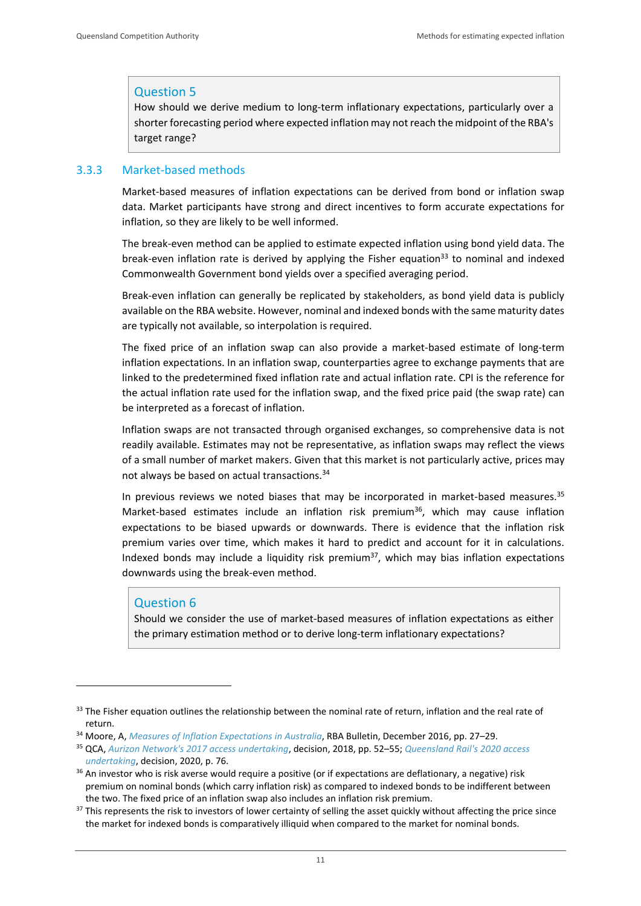**Question 5**

How should we derive medium to long-term inflationary expectations, particularly over a shorter forecasting period where expected inflation may not reach the midpoint of the RBA's target range?

### 3.3.3 Market-based methods

Market-based measures of inflation expectations can be derived from bond or inflation swap data. Market participants have strong and direct incentives to form accurate expectations for inflation, so they are likely to be well informed.

The break-even method can be applied to estimate expected inflation using bond yield data. The break-even inflation rate is derived by applying the Fisher equation[33] to nominal and indexed Commonwealth Government bond yields over a specified averaging period.

Break-even inflation can generally be replicated by stakeholders, as bond yield data is publicly available on the RBA website. However, nominal and indexed bonds with the same maturity dates are typically not available, so interpolation is required.

The fixed price of an inflation swap can also provide a market-based estimate of long-term inflation expectations. In an inflation swap, counterparties agree to exchange payments that are linked to the predetermined fixed inflation rate and actual inflation rate. CPI is the reference for the actual inflation rate used for the inflation swap, and the fixed price paid (the swap rate) can be interpreted as a forecast of inflation.

Inflation swaps are not transacted through organised exchanges, so comprehensive data is not readily available. Estimates may not be representative, as inflation swaps may reflect the views of a small number of market makers. Given that this market is not particularly active, prices may not always be based on actual transactions.[34]

In previous reviews we noted biases that may be incorporated in market-based measures.[35] Market-based estimates include an inflation risk premium[36], which may cause inflation expectations to be biased upwards or downwards. There is evidence that the inflation risk premium varies over time, which makes it hard to predict and account for it in calculations. Indexed bonds may include a liquidity risk premium[37], which may bias inflation expectations downwards using the break-even method.

**Question 6**

Should we consider the use of market-based measures of inflation expectations as either the primary estimation method or to derive long-term inflationary expectations?

---

[33] The Fisher equation outlines the relationship between the nominal rate of return, inflation and the real rate of return.

[34] Moore, A, *Measures of Inflation Expectations in Australia*, RBA Bulletin, December 2016, pp. 27–29.

[35] QCA, *Aurizon Network's 2017 access undertaking*, decision, 2018, pp. 52–55; *Queensland Rail's 2020 access undertaking*, decision, 2020, p. 76.

[36] An investor who is risk averse would require a positive (or if expectations are deflationary, a negative) risk premium on nominal bonds (which carry inflation risk) as compared to indexed bonds to be indifferent between the two. The fixed price of an inflation swap also includes an inflation risk premium.

[37] This represents the risk to investors of lower certainty of selling the asset quickly without affecting the price since the market for indexed bonds is comparatively illiquid when compared to the market for nominal bonds.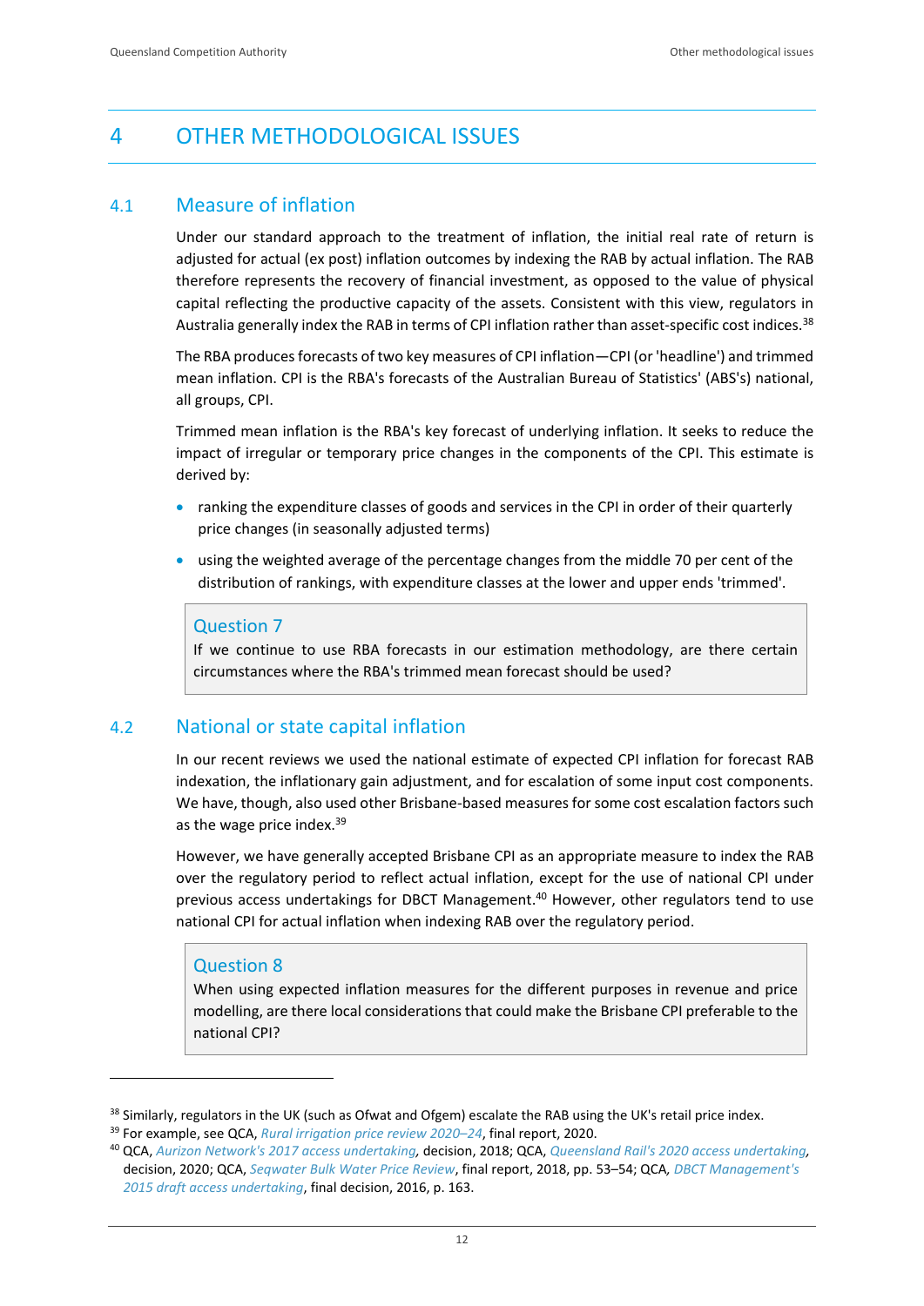# 4 OTHER METHODOLOGICAL ISSUES

## 4.1 Measure of inflation

Under our standard approach to the treatment of inflation, the initial real rate of return is adjusted for actual (ex post) inflation outcomes by indexing the RAB by actual inflation. The RAB therefore represents the recovery of financial investment, as opposed to the value of physical capital reflecting the productive capacity of the assets. Consistent with this view, regulators in Australia generally index the RAB in terms of CPI inflation rather than asset-specific cost indices.[38]

The RBA produces forecasts of two key measures of CPI inflation—CPI (or 'headline') and trimmed mean inflation. CPI is the RBA's forecasts of the Australian Bureau of Statistics' (ABS's) national, all groups, CPI.

Trimmed mean inflation is the RBA's key forecast of underlying inflation. It seeks to reduce the impact of irregular or temporary price changes in the components of the CPI. This estimate is derived by:

- ranking the expenditure classes of goods and services in the CPI in order of their quarterly price changes (in seasonally adjusted terms)
- using the weighted average of the percentage changes from the middle 70 per cent of the distribution of rankings, with expenditure classes at the lower and upper ends 'trimmed'.

> **Question 7**
>
> If we continue to use RBA forecasts in our estimation methodology, are there certain circumstances where the RBA's trimmed mean forecast should be used?

## 4.2 National or state capital inflation

In our recent reviews we used the national estimate of expected CPI inflation for forecast RAB indexation, the inflationary gain adjustment, and for escalation of some input cost components. We have, though, also used other Brisbane-based measures for some cost escalation factors such as the wage price index.[39]

However, we have generally accepted Brisbane CPI as an appropriate measure to index the RAB over the regulatory period to reflect actual inflation, except for the use of national CPI under previous access undertakings for DBCT Management.[40] However, other regulators tend to use national CPI for actual inflation when indexing RAB over the regulatory period.

> **Question 8**
>
> When using expected inflation measures for the different purposes in revenue and price modelling, are there local considerations that could make the Brisbane CPI preferable to the national CPI?

---

[38] Similarly, regulators in the UK (such as Ofwat and Ofgem) escalate the RAB using the UK's retail price index.

[39] For example, see QCA, *Rural irrigation price review 2020–24*, final report, 2020.

[40] QCA, *Aurizon Network's 2017 access undertaking*, decision, 2018; QCA, *Queensland Rail's 2020 access undertaking*, decision, 2020; QCA, *Seqwater Bulk Water Price Review*, final report, 2018, pp. 53–54; QCA, *DBCT Management's 2015 draft access undertaking*, final decision, 2016, p. 163.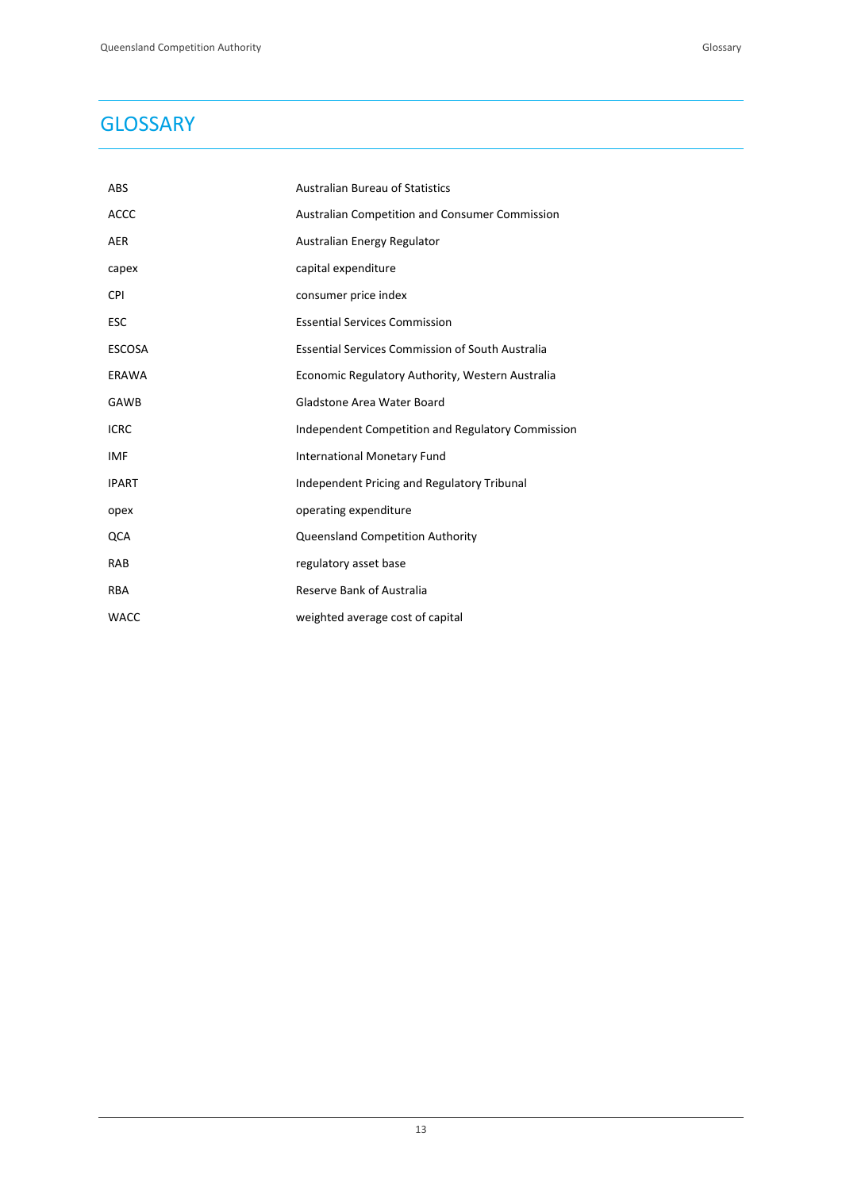# GLOSSARY

| | |
|---|---|
| ABS | Australian Bureau of Statistics |
| ACCC | Australian Competition and Consumer Commission |
| AER | Australian Energy Regulator |
| capex | capital expenditure |
| CPI | consumer price index |
| ESC | Essential Services Commission |
| ESCOSA | Essential Services Commission of South Australia |
| ERAWA | Economic Regulatory Authority, Western Australia |
| GAWB | Gladstone Area Water Board |
| ICRC | Independent Competition and Regulatory Commission |
| IMF | International Monetary Fund |
| IPART | Independent Pricing and Regulatory Tribunal |
| opex | operating expenditure |
| QCA | Queensland Competition Authority |
| RAB | regulatory asset base |
| RBA | Reserve Bank of Australia |
| WACC | weighted average cost of capital |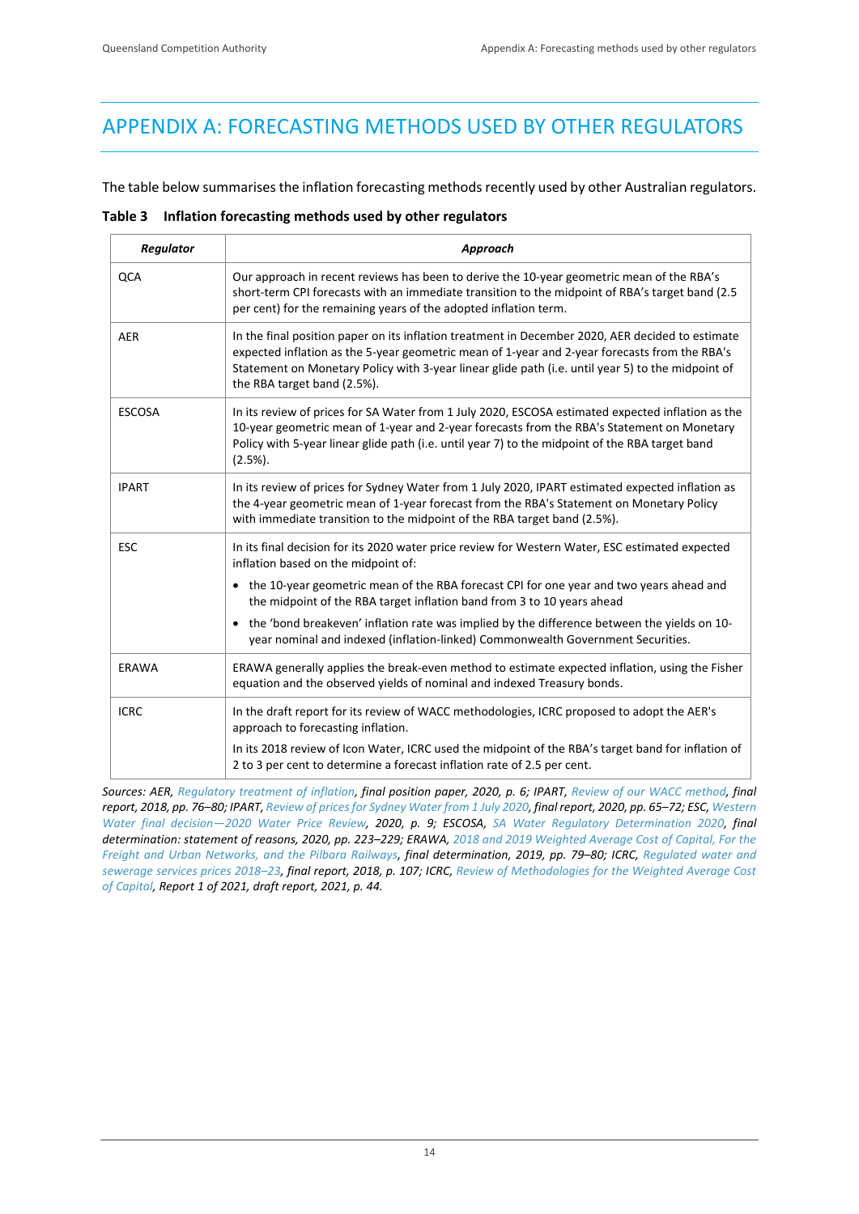# APPENDIX A: FORECASTING METHODS USED BY OTHER REGULATORS

The table below summarises the inflation forecasting methods recently used by other Australian regulators.

**Table 3 Inflation forecasting methods used by other regulators**

| ***Regulator*** | ***Approach*** |
|---|---|
| QCA | Our approach in recent reviews has been to derive the 10-year geometric mean of the RBA's short-term CPI forecasts with an immediate transition to the midpoint of RBA's target band (2.5 per cent) for the remaining years of the adopted inflation term. |
| AER | In the final position paper on its inflation treatment in December 2020, AER decided to estimate expected inflation as the 5-year geometric mean of 1-year and 2-year forecasts from the RBA's Statement on Monetary Policy with 3-year linear glide path (i.e. until year 5) to the midpoint of the RBA target band (2.5%). |
| ESCOSA | In its review of prices for SA Water from 1 July 2020, ESCOSA estimated expected inflation as the 10-year geometric mean of 1-year and 2-year forecasts from the RBA's Statement on Monetary Policy with 5-year linear glide path (i.e. until year 7) to the midpoint of the RBA target band (2.5%). |
| IPART | In its review of prices for Sydney Water from 1 July 2020, IPART estimated expected inflation as the 4-year geometric mean of 1-year forecast from the RBA's Statement on Monetary Policy with immediate transition to the midpoint of the RBA target band (2.5%). |
| ESC | In its final decision for its 2020 water price review for Western Water, ESC estimated expected inflation based on the midpoint of:<br>• the 10-year geometric mean of the RBA forecast CPI for one year and two years ahead and the midpoint of the RBA target inflation band from 3 to 10 years ahead<br>• the 'bond breakeven' inflation rate was implied by the difference between the yields on 10-year nominal and indexed (inflation-linked) Commonwealth Government Securities. |
| ERAWA | ERAWA generally applies the break-even method to estimate expected inflation, using the Fisher equation and the observed yields of nominal and indexed Treasury bonds. |
| ICRC | In the draft report for its review of WACC methodologies, ICRC proposed to adopt the AER's approach to forecasting inflation.<br>In its 2018 review of Icon Water, ICRC used the midpoint of the RBA's target band for inflation of 2 to 3 per cent to determine a forecast inflation rate of 2.5 per cent. |

*Sources: AER, Regulatory treatment of inflation, final position paper, 2020, p. 6; IPART, Review of our WACC method, final report, 2018, pp. 76–80; IPART, Review of prices for Sydney Water from 1 July 2020, final report, 2020, pp. 65–72; ESC, Western Water final decision—2020 Water Price Review, 2020, p. 9; ESCOSA, SA Water Regulatory Determination 2020, final determination: statement of reasons, 2020, pp. 223–229; ERAWA, 2018 and 2019 Weighted Average Cost of Capital, For the Freight and Urban Networks, and the Pilbara Railways, final determination, 2019, pp. 79–80; ICRC, Regulated water and sewerage services prices 2018–23, final report, 2018, p. 107; ICRC, Review of Methodologies for the Weighted Average Cost of Capital, Report 1 of 2021, draft report, 2021, p. 44.*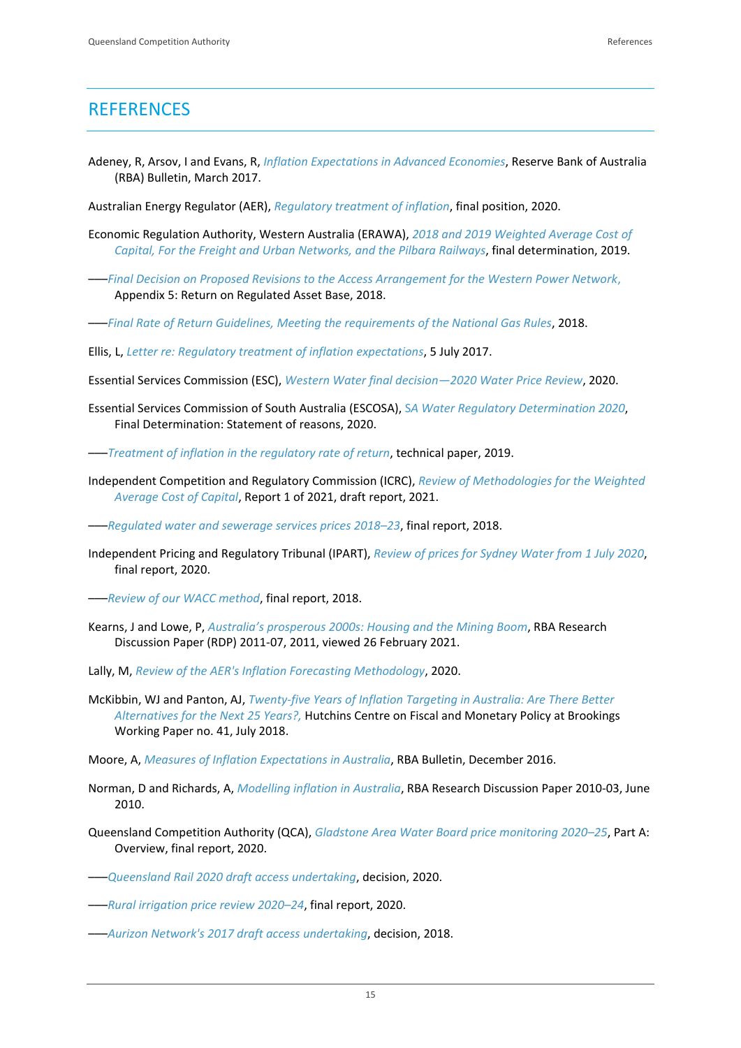# REFERENCES

Adeney, R, Arsov, I and Evans, R, *Inflation Expectations in Advanced Economies*, Reserve Bank of Australia (RBA) Bulletin, March 2017.

Australian Energy Regulator (AER), *Regulatory treatment of inflation*, final position, 2020.

Economic Regulation Authority, Western Australia (ERAWA), *2018 and 2019 Weighted Average Cost of Capital, For the Freight and Urban Networks, and the Pilbara Railways*, final determination, 2019.

——*Final Decision on Proposed Revisions to the Access Arrangement for the Western Power Network,* Appendix 5: Return on Regulated Asset Base, 2018.

——*Final Rate of Return Guidelines, Meeting the requirements of the National Gas Rules*, 2018.

Ellis, L, *Letter re: Regulatory treatment of inflation expectations*, 5 July 2017.

Essential Services Commission (ESC), *Western Water final decision—2020 Water Price Review*, 2020.

Essential Services Commission of South Australia (ESCOSA), *SA Water Regulatory Determination 2020*, Final Determination: Statement of reasons, 2020.

——*Treatment of inflation in the regulatory rate of return*, technical paper, 2019.

Independent Competition and Regulatory Commission (ICRC), *Review of Methodologies for the Weighted Average Cost of Capital*, Report 1 of 2021, draft report, 2021.

——*Regulated water and sewerage services prices 2018–23*, final report, 2018.

Independent Pricing and Regulatory Tribunal (IPART), *Review of prices for Sydney Water from 1 July 2020*, final report, 2020.

——*Review of our WACC method*, final report, 2018.

Kearns, J and Lowe, P, *Australia's prosperous 2000s: Housing and the Mining Boom*, RBA Research Discussion Paper (RDP) 2011-07, 2011, viewed 26 February 2021.

Lally, M, *Review of the AER's Inflation Forecasting Methodology*, 2020.

McKibbin, WJ and Panton, AJ, *Twenty-five Years of Inflation Targeting in Australia: Are There Better Alternatives for the Next 25 Years?,* Hutchins Centre on Fiscal and Monetary Policy at Brookings Working Paper no. 41, July 2018.

Moore, A, *Measures of Inflation Expectations in Australia*, RBA Bulletin, December 2016.

Norman, D and Richards, A, *Modelling inflation in Australia*, RBA Research Discussion Paper 2010-03, June 2010.

Queensland Competition Authority (QCA), *Gladstone Area Water Board price monitoring 2020–25*, Part A: Overview, final report, 2020.

——*Queensland Rail 2020 draft access undertaking*, decision, 2020.

——*Rural irrigation price review 2020–24*, final report, 2020.

——*Aurizon Network's 2017 draft access undertaking*, decision, 2018.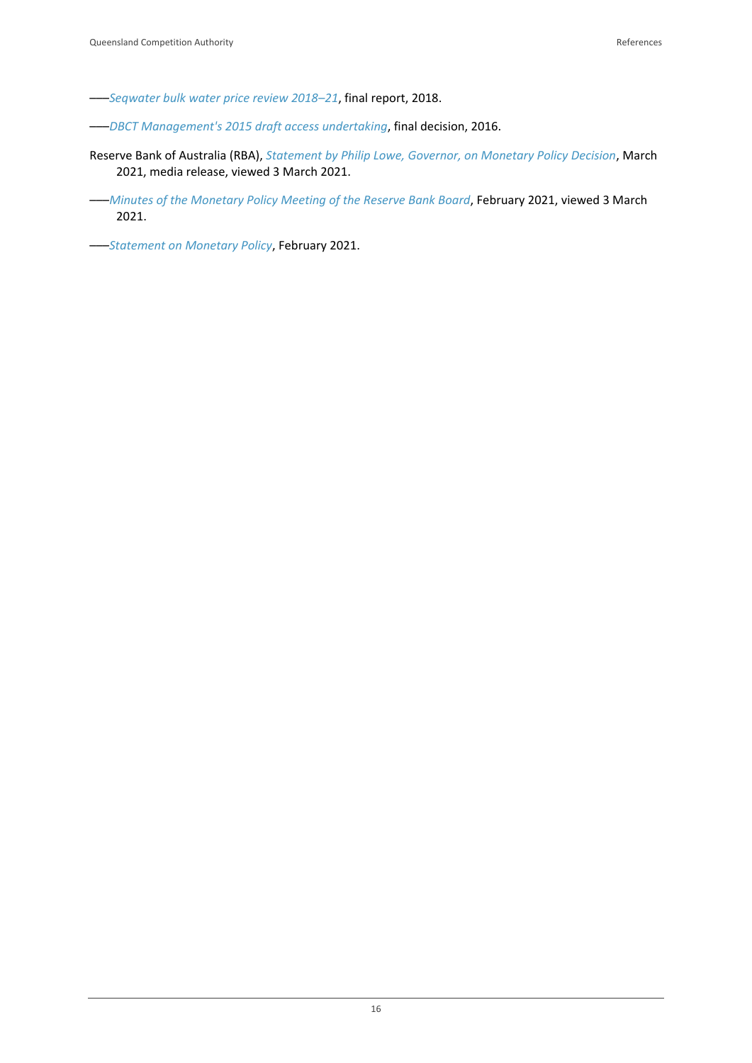——*Seqwater bulk water price review 2018–21*, final report, 2018.

——*DBCT Management's 2015 draft access undertaking*, final decision, 2016.

Reserve Bank of Australia (RBA), *Statement by Philip Lowe, Governor, on Monetary Policy Decision*, March 2021, media release, viewed 3 March 2021.

——*Minutes of the Monetary Policy Meeting of the Reserve Bank Board*, February 2021, viewed 3 March 2021.

——*Statement on Monetary Policy*, February 2021.